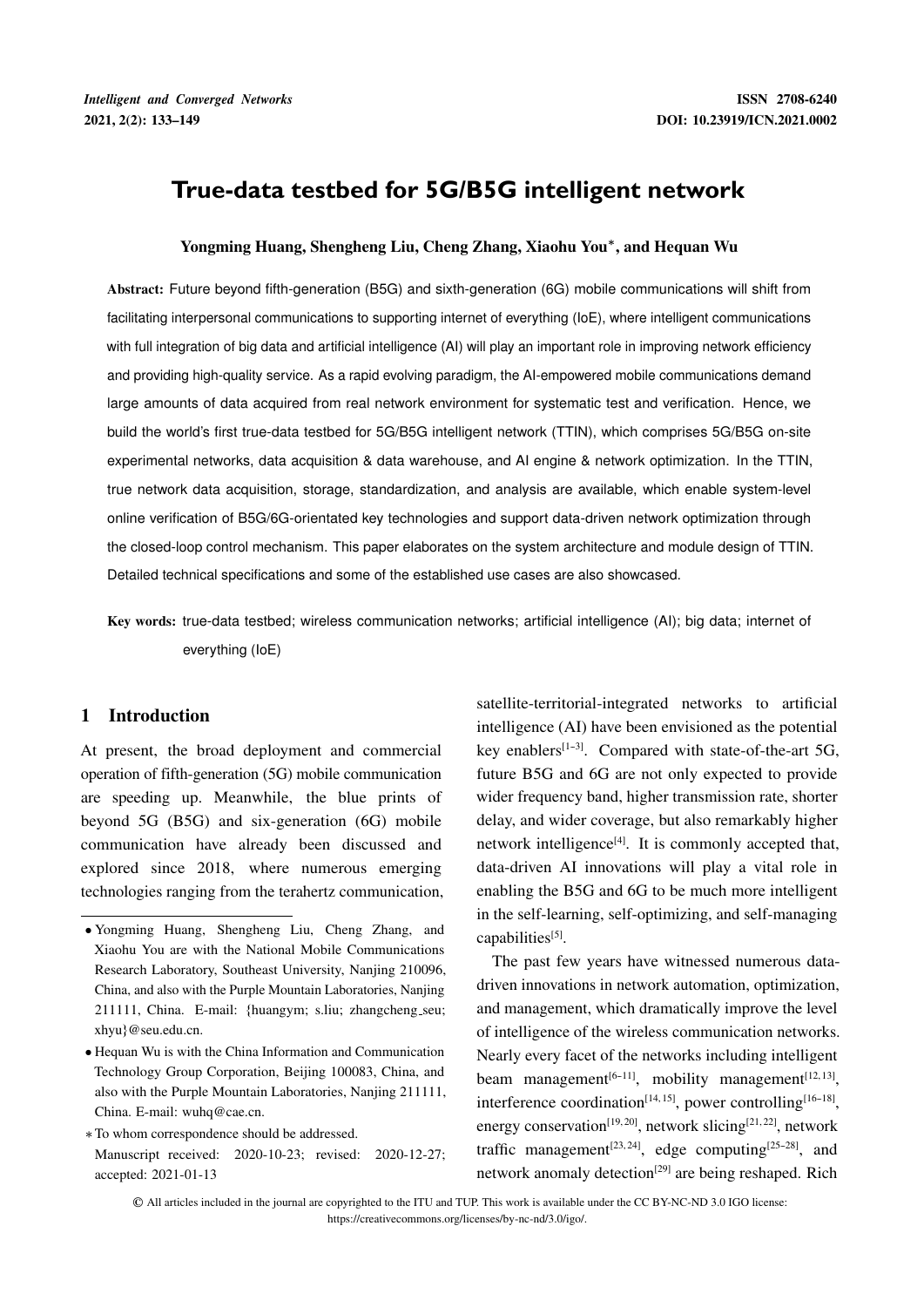# True-data testbed for 5G/B5G intelligent network

**Yongming Huang, Shengheng Liu, Cheng Zhang, Xiaohu You*, and Hequan Wu**

**Abstract:** Future beyond fifth-generation (B5G) and sixth-generation (6G) mobile communications will shift from facilitating interpersonal communications to supporting internet of everything (IoE), where intelligent communications with full integration of big data and artificial intelligence (AI) will play an important role in improving network efficiency and providing high-quality service. As a rapid evolving paradigm, the AI-empowered mobile communications demand large amounts of data acquired from real network environment for systematic test and verification. Hence, we build the world's first true-data testbed for 5G/B5G intelligent network (TTIN), which comprises 5G/B5G on-site experimental networks, data acquisition & data warehouse, and AI engine & network optimization. In the TTIN, true network data acquisition, storage, standardization, and analysis are available, which enable system-level online verification of B5G/6G-orientated key technologies and support data-driven network optimization through the closed-loop control mechanism. This paper elaborates on the system architecture and module design of TTIN. Detailed technical specifications and some of the established use cases are also showcased.

**Key words:** true-data testbed; wireless communication networks; artificial intelligence (AI); big data; internet of everything (IoE)

## 1 Introduction

At present, the broad deployment and commercial operation of fifth-generation (5G) mobile communication are speeding up. Meanwhile, the blue prints of beyond 5G (B5G) and six-generation (6G) mobile communication have already been discussed and explored since 2018, where numerous emerging technologies ranging from the terahertz communication, satellite-territorial-integrated networks to artificial intelligence (AI) have been envisioned as the potential key enablers[1–3]. Compared with state-of-the-art 5G, future B5G and 6G are not only expected to provide wider frequency band, higher transmission rate, shorter delay, and wider coverage, but also remarkably higher network intelligence[4]. It is commonly accepted that, data-driven AI innovations will play a vital role in enabling the B5G and 6G to be much more intelligent in the self-learning, self-optimizing, and self-managing capabilities[5].

The past few years have witnessed numerous data-driven innovations in network automation, optimization, and management, which dramatically improve the level of intelligence of the wireless communication networks. Nearly every facet of the networks including intelligent beam management[6–11], mobility management[12,13], interference coordination[14,15], power controlling[16–18], energy conservation[19,20], network slicing[21,22], network traffic management[23,24], edge computing[25–28], and network anomaly detection[29] are being reshaped. Rich

---

- Yongming Huang, Shengheng Liu, Cheng Zhang, and Xiaohu You are with the National Mobile Communications Research Laboratory, Southeast University, Nanjing 210096, China, and also with the Purple Mountain Laboratories, Nanjing 211111, China. E-mail: {huangym; s.liu; zhangcheng_seu; xhyu}@seu.edu.cn.
- Hequan Wu is with the China Information and Communication Technology Group Corporation, Beijing 100083, China, and also with the Purple Mountain Laboratories, Nanjing 211111, China. E-mail: wuhq@cae.cn.

\* To whom correspondence should be addressed.

Manuscript received: 2020-10-23; revised: 2020-12-27; accepted: 2021-01-13

© All articles included in the journal are copyrighted to the ITU and TUP. This work is available under the CC BY-NC-ND 3.0 IGO license: https://creativecommons.org/licenses/by-nc-nd/3.0/igo/.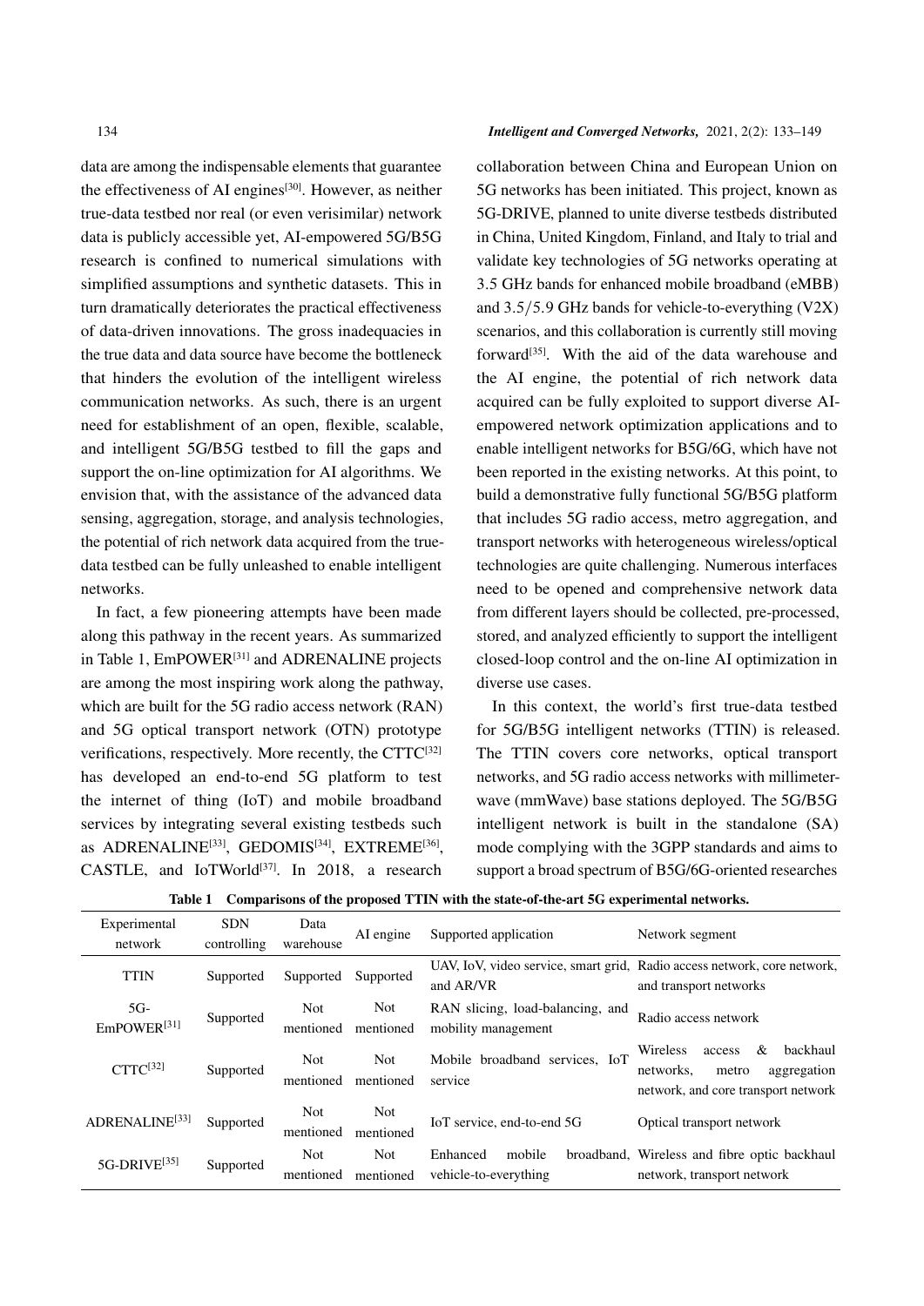data are among the indispensable elements that guarantee the effectiveness of AI engines[30]. However, as neither true-data testbed nor real (or even verisimilar) network data is publicly accessible yet, AI-empowered 5G/B5G research is confined to numerical simulations with simplified assumptions and synthetic datasets. This in turn dramatically deteriorates the practical effectiveness of data-driven innovations. The gross inadequacies in the true data and data source have become the bottleneck that hinders the evolution of the intelligent wireless communication networks. As such, there is an urgent need for establishment of an open, flexible, scalable, and intelligent 5G/B5G testbed to fill the gaps and support the on-line optimization for AI algorithms. We envision that, with the assistance of the advanced data sensing, aggregation, storage, and analysis technologies, the potential of rich network data acquired from the true-data testbed can be fully unleashed to enable intelligent networks.

In fact, a few pioneering attempts have been made along this pathway in the recent years. As summarized in Table 1, EmPOWER[31] and ADRENALINE projects are among the most inspiring work along the pathway, which are built for the 5G radio access network (RAN) and 5G optical transport network (OTN) prototype verifications, respectively. More recently, the CTTC[32] has developed an end-to-end 5G platform to test the internet of thing (IoT) and mobile broadband services by integrating several existing testbeds such as ADRENALINE[33], GEDOMIS[34], EXTREME[36], CASTLE, and IoTWorld[37]. In 2018, a research collaboration between China and European Union on 5G networks has been initiated. This project, known as 5G-DRIVE, planned to unite diverse testbeds distributed in China, United Kingdom, Finland, and Italy to trial and validate key technologies of 5G networks operating at 3.5 GHz bands for enhanced mobile broadband (eMBB) and 3.5/5.9 GHz bands for vehicle-to-everything (V2X) scenarios, and this collaboration is currently still moving forward[35]. With the aid of the data warehouse and the AI engine, the potential of rich network data acquired can be fully exploited to support diverse AI-empowered network optimization applications and to enable intelligent networks for B5G/6G, which have not been reported in the existing networks. At this point, to build a demonstrative fully functional 5G/B5G platform that includes 5G radio access, metro aggregation, and transport networks with heterogeneous wireless/optical technologies are quite challenging. Numerous interfaces need to be opened and comprehensive network data from different layers should be collected, pre-processed, stored, and analyzed efficiently to support the intelligent closed-loop control and the on-line AI optimization in diverse use cases.

In this context, the world's first true-data testbed for 5G/B5G intelligent networks (TTIN) is released. The TTIN covers core networks, optical transport networks, and 5G radio access networks with millimeter-wave (mmWave) base stations deployed. The 5G/B5G intelligent network is built in the standalone (SA) mode complying with the 3GPP standards and aims to support a broad spectrum of B5G/6G-oriented researches

**Table 1 Comparisons of the proposed TTIN with the state-of-the-art 5G experimental networks.**

| Experimental network | SDN controlling | Data warehouse | AI engine | Supported application | Network segment |
|---|---|---|---|---|---|
| TTIN | Supported | Supported | Supported | UAV, IoV, video service, smart grid, and AR/VR | Radio access network, core network, and transport networks |
| 5G-EmPOWER[31] | Supported | Not mentioned | Not mentioned | RAN slicing, load-balancing, and mobility management | Radio access network |
| CTTC[32] | Supported | Not mentioned | Not mentioned | Mobile broadband services, IoT service | Wireless access & backhaul networks, metro aggregation network, and core transport network |
| ADRENALINE[33] | Supported | Not mentioned | Not mentioned | IoT service, end-to-end 5G | Optical transport network |
| 5G-DRIVE[35] | Supported | Not mentioned | Not mentioned | Enhanced mobile broadband, vehicle-to-everything | Wireless and fibre optic backhaul network, transport network |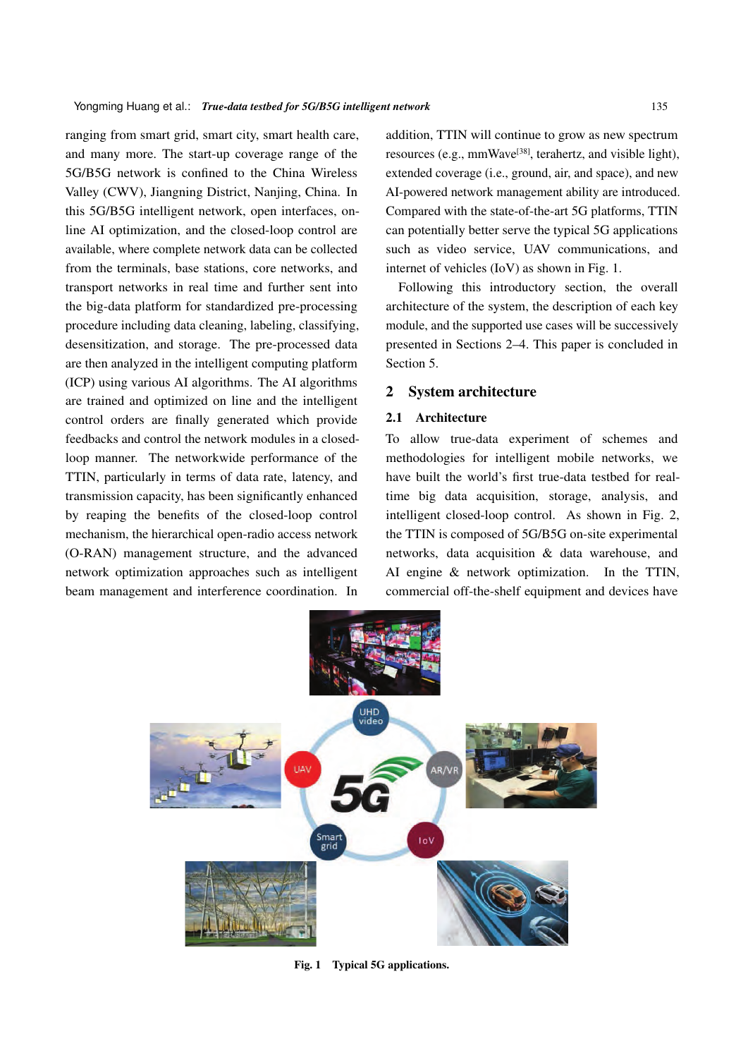ranging from smart grid, smart city, smart health care, and many more. The start-up coverage range of the 5G/B5G network is confined to the China Wireless Valley (CWV), Jiangning District, Nanjing, China. In this 5G/B5G intelligent network, open interfaces, online AI optimization, and the closed-loop control are available, where complete network data can be collected from the terminals, base stations, core networks, and transport networks in real time and further sent into the big-data platform for standardized pre-processing procedure including data cleaning, labeling, classifying, desensitization, and storage. The pre-processed data are then analyzed in the intelligent computing platform (ICP) using various AI algorithms. The AI algorithms are trained and optimized on line and the intelligent control orders are finally generated which provide feedbacks and control the network modules in a closed-loop manner. The networkwide performance of the TTIN, particularly in terms of data rate, latency, and transmission capacity, has been significantly enhanced by reaping the benefits of the closed-loop control mechanism, the hierarchical open-radio access network (O-RAN) management structure, and the advanced network optimization approaches such as intelligent beam management and interference coordination. In addition, TTIN will continue to grow as new spectrum resources (e.g., mmWave[38], terahertz, and visible light), extended coverage (i.e., ground, air, and space), and new AI-powered network management ability are introduced. Compared with the state-of-the-art 5G platforms, TTIN can potentially better serve the typical 5G applications such as video service, UAV communications, and internet of vehicles (IoV) as shown in Fig. 1.

Following this introductory section, the overall architecture of the system, the description of each key module, and the supported use cases will be successively presented in Sections 2–4. This paper is concluded in Section 5.

## 2 System architecture

### 2.1 Architecture

To allow true-data experiment of schemes and methodologies for intelligent mobile networks, we have built the world's first true-data testbed for real-time big data acquisition, storage, analysis, and intelligent closed-loop control. As shown in Fig. 2, the TTIN is composed of 5G/B5G on-site experimental networks, data acquisition & data warehouse, and AI engine & network optimization. In the TTIN, commercial off-the-shelf equipment and devices have

**Fig. 1 Typical 5G applications.**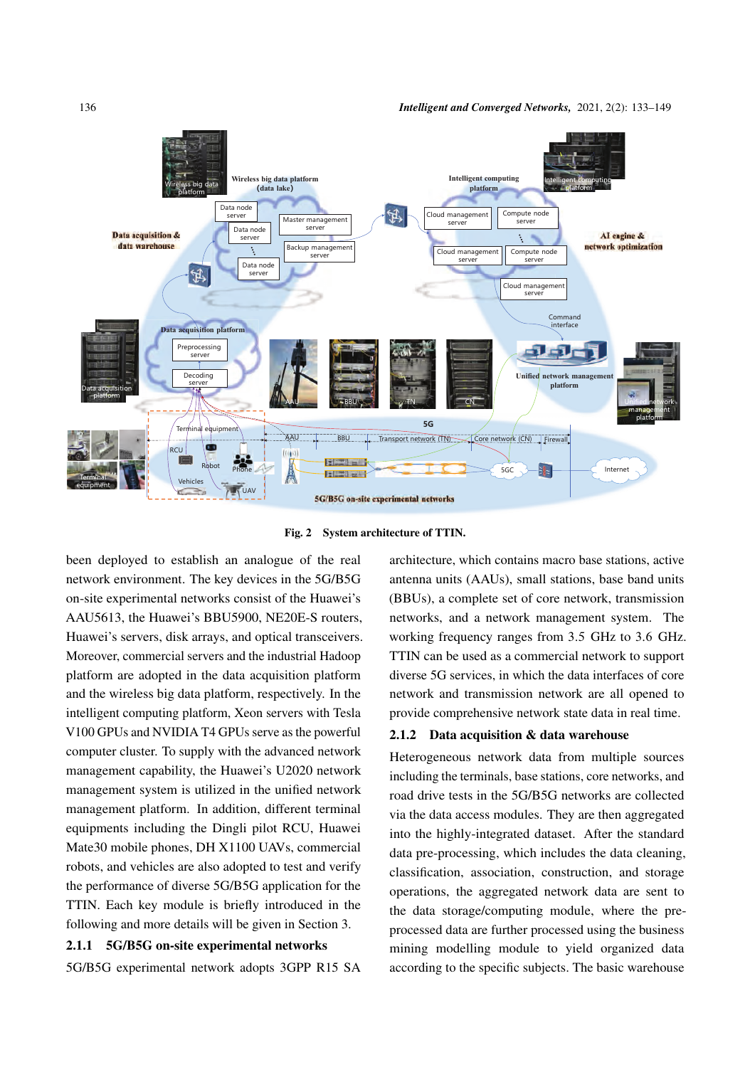Fig. 2 System architecture of TTIN.

been deployed to establish an analogue of the real network environment. The key devices in the 5G/B5G on-site experimental networks consist of the Huawei's AAU5613, the Huawei's BBU5900, NE20E-S routers, Huawei's servers, disk arrays, and optical transceivers. Moreover, commercial servers and the industrial Hadoop platform are adopted in the data acquisition platform and the wireless big data platform, respectively. In the intelligent computing platform, Xeon servers with Tesla V100 GPUs and NVIDIA T4 GPUs serve as the powerful computer cluster. To supply with the advanced network management capability, the Huawei's U2020 network management system is utilized in the unified network management platform. In addition, different terminal equipments including the Dingli pilot RCU, Huawei Mate30 mobile phones, DH X1100 UAVs, commercial robots, and vehicles are also adopted to test and verify the performance of diverse 5G/B5G application for the TTIN. Each key module is briefly introduced in the following and more details will be given in Section 3.

### 2.1.1 5G/B5G on-site experimental networks

5G/B5G experimental network adopts 3GPP R15 SA architecture, which contains macro base stations, active antenna units (AAUs), small stations, base band units (BBUs), a complete set of core network, transmission networks, and a network management system. The working frequency ranges from 3.5 GHz to 3.6 GHz. TTIN can be used as a commercial network to support diverse 5G services, in which the data interfaces of core network and transmission network are all opened to provide comprehensive network state data in real time.

### 2.1.2 Data acquisition & data warehouse

Heterogeneous network data from multiple sources including the terminals, base stations, core networks, and road drive tests in the 5G/B5G networks are collected via the data access modules. They are then aggregated into the highly-integrated dataset. After the standard data pre-processing, which includes the data cleaning, classification, association, construction, and storage operations, the aggregated network data are sent to the data storage/computing module, where the pre-processed data are further processed using the business mining modelling module to yield organized data according to the specific subjects. The basic warehouse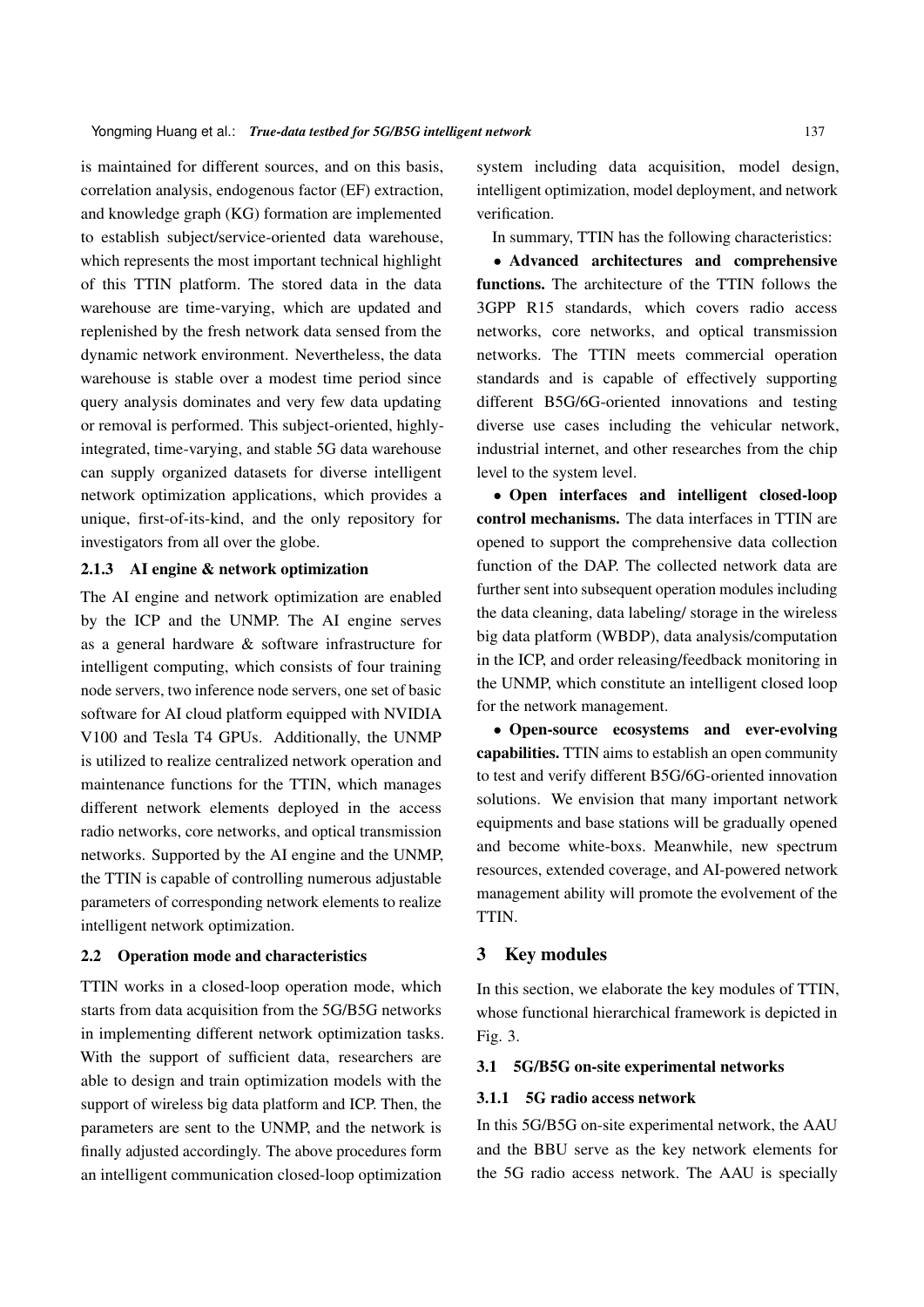is maintained for different sources, and on this basis, correlation analysis, endogenous factor (EF) extraction, and knowledge graph (KG) formation are implemented to establish subject/service-oriented data warehouse, which represents the most important technical highlight of this TTIN platform. The stored data in the data warehouse are time-varying, which are updated and replenished by the fresh network data sensed from the dynamic network environment. Nevertheless, the data warehouse is stable over a modest time period since query analysis dominates and very few data updating or removal is performed. This subject-oriented, highly-integrated, time-varying, and stable 5G data warehouse can supply organized datasets for diverse intelligent network optimization applications, which provides a unique, first-of-its-kind, and the only repository for investigators from all over the globe.

#### 2.1.3 AI engine & network optimization

The AI engine and network optimization are enabled by the ICP and the UNMP. The AI engine serves as a general hardware & software infrastructure for intelligent computing, which consists of four training node servers, two inference node servers, one set of basic software for AI cloud platform equipped with NVIDIA V100 and Tesla T4 GPUs. Additionally, the UNMP is utilized to realize centralized network operation and maintenance functions for the TTIN, which manages different network elements deployed in the access radio networks, core networks, and optical transmission networks. Supported by the AI engine and the UNMP, the TTIN is capable of controlling numerous adjustable parameters of corresponding network elements to realize intelligent network optimization.

### 2.2 Operation mode and characteristics

TTIN works in a closed-loop operation mode, which starts from data acquisition from the 5G/B5G networks in implementing different network optimization tasks. With the support of sufficient data, researchers are able to design and train optimization models with the support of wireless big data platform and ICP. Then, the parameters are sent to the UNMP, and the network is finally adjusted accordingly. The above procedures form an intelligent communication closed-loop optimization system including data acquisition, model design, intelligent optimization, model deployment, and network verification.

In summary, TTIN has the following characteristics:

• **Advanced architectures and comprehensive functions.** The architecture of the TTIN follows the 3GPP R15 standards, which covers radio access networks, core networks, and optical transmission networks. The TTIN meets commercial operation standards and is capable of effectively supporting different B5G/6G-oriented innovations and testing diverse use cases including the vehicular network, industrial internet, and other researches from the chip level to the system level.

• **Open interfaces and intelligent closed-loop control mechanisms.** The data interfaces in TTIN are opened to support the comprehensive data collection function of the DAP. The collected network data are further sent into subsequent operation modules including the data cleaning, data labeling/ storage in the wireless big data platform (WBDP), data analysis/computation in the ICP, and order releasing/feedback monitoring in the UNMP, which constitute an intelligent closed loop for the network management.

• **Open-source ecosystems and ever-evolving capabilities.** TTIN aims to establish an open community to test and verify different B5G/6G-oriented innovation solutions. We envision that many important network equipments and base stations will be gradually opened and become white-boxs. Meanwhile, new spectrum resources, extended coverage, and AI-powered network management ability will promote the evolvement of the TTIN.

## 3 Key modules

In this section, we elaborate the key modules of TTIN, whose functional hierarchical framework is depicted in Fig. 3.

### 3.1 5G/B5G on-site experimental networks

#### 3.1.1 5G radio access network

In this 5G/B5G on-site experimental network, the AAU and the BBU serve as the key network elements for the 5G radio access network. The AAU is specially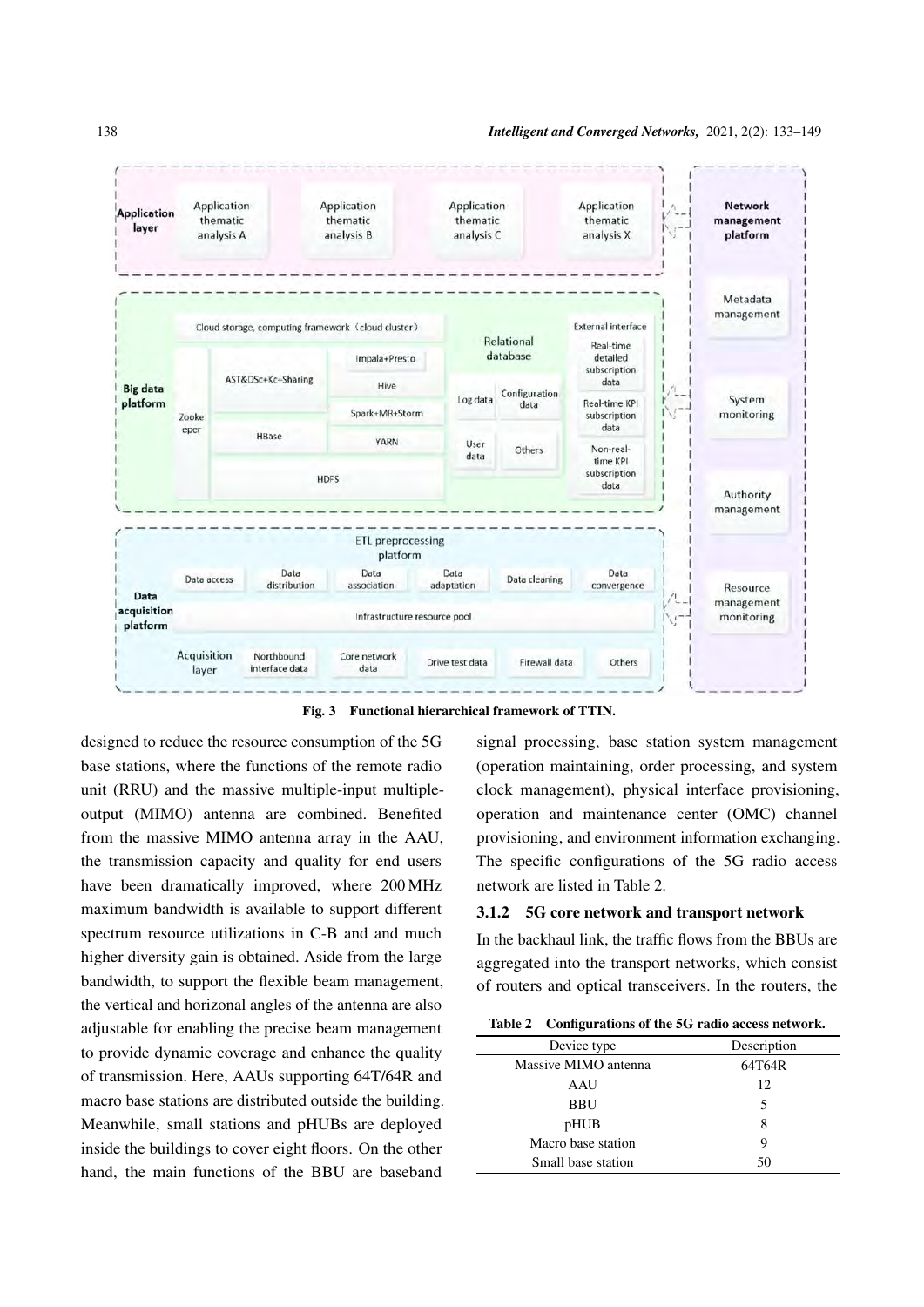Fig. 3 Functional hierarchical framework of TTIN.

designed to reduce the resource consumption of the 5G base stations, where the functions of the remote radio unit (RRU) and the massive multiple-input multiple-output (MIMO) antenna are combined. Benefited from the massive MIMO antenna array in the AAU, the transmission capacity and quality for end users have been dramatically improved, where 200 MHz maximum bandwidth is available to support different spectrum resource utilizations in C-B and and much higher diversity gain is obtained. Aside from the large bandwidth, to support the flexible beam management, the vertical and horizonal angles of the antenna are also adjustable for enabling the precise beam management to provide dynamic coverage and enhance the quality of transmission. Here, AAUs supporting 64T/64R and macro base stations are distributed outside the building. Meanwhile, small stations and pHUBs are deployed inside the buildings to cover eight floors. On the other hand, the main functions of the BBU are baseband signal processing, base station system management (operation maintaining, order processing, and system clock management), physical interface provisioning, operation and maintenance center (OMC) channel provisioning, and environment information exchanging. The specific configurations of the 5G radio access network are listed in Table 2.

### 3.1.2 5G core network and transport network

In the backhaul link, the traffic flows from the BBUs are aggregated into the transport networks, which consist of routers and optical transceivers. In the routers, the

**Table 2 Configurations of the 5G radio access network.**

| Device type | Description |
|---|---|
| Massive MIMO antenna | 64T64R |
| AAU | 12 |
| BBU | 5 |
| pHUB | 8 |
| Macro base station | 9 |
| Small base station | 50 |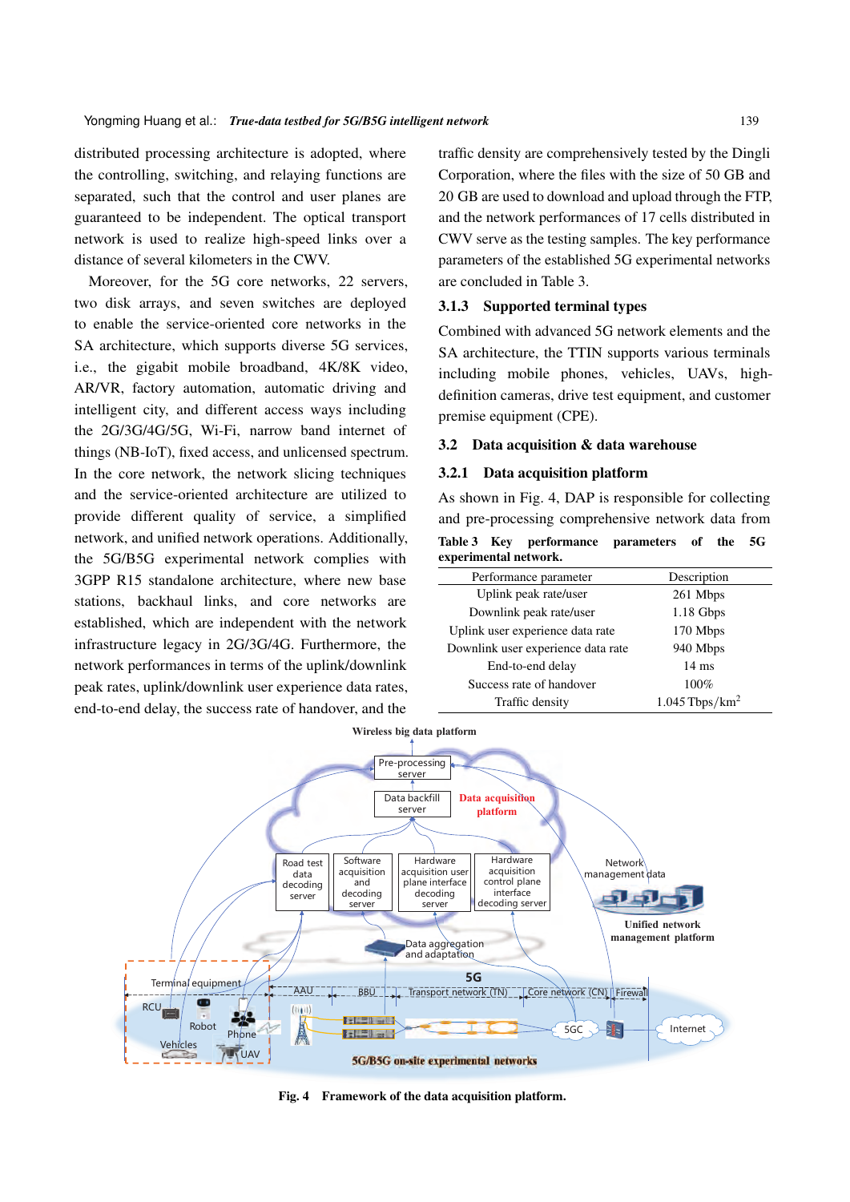distributed processing architecture is adopted, where the controlling, switching, and relaying functions are separated, such that the control and user planes are guaranteed to be independent. The optical transport network is used to realize high-speed links over a distance of several kilometers in the CWV.

Moreover, for the 5G core networks, 22 servers, two disk arrays, and seven switches are deployed to enable the service-oriented core networks in the SA architecture, which supports diverse 5G services, i.e., the gigabit mobile broadband, 4K/8K video, AR/VR, factory automation, automatic driving and intelligent city, and different access ways including the 2G/3G/4G/5G, Wi-Fi, narrow band internet of things (NB-IoT), fixed access, and unlicensed spectrum. In the core network, the network slicing techniques and the service-oriented architecture are utilized to provide different quality of service, a simplified network, and unified network operations. Additionally, the 5G/B5G experimental network complies with 3GPP R15 standalone architecture, where new base stations, backhaul links, and core networks are established, which are independent with the network infrastructure legacy in 2G/3G/4G. Furthermore, the network performances in terms of the uplink/downlink peak rates, uplink/downlink user experience data rates, end-to-end delay, the success rate of handover, and the traffic density are comprehensively tested by the Dingli Corporation, where the files with the size of 50 GB and 20 GB are used to download and upload through the FTP, and the network performances of 17 cells distributed in CWV serve as the testing samples. The key performance parameters of the established 5G experimental networks are concluded in Table 3.

### 3.1.3 Supported terminal types

Combined with advanced 5G network elements and the SA architecture, the TTIN supports various terminals including mobile phones, vehicles, UAVs, high-definition cameras, drive test equipment, and customer premise equipment (CPE).

## 3.2 Data acquisition & data warehouse

### 3.2.1 Data acquisition platform

As shown in Fig. 4, DAP is responsible for collecting and pre-processing comprehensive network data from

**Table 3 Key performance parameters of the 5G experimental network.**

| Performance parameter | Description |
| --- | --- |
| Uplink peak rate/user | 261 Mbps |
| Downlink peak rate/user | 1.18 Gbps |
| Uplink user experience data rate | 170 Mbps |
| Downlink user experience data rate | 940 Mbps |
| End-to-end delay | 14 ms |
| Success rate of handover | 100% |
| Traffic density | 1.045 Tbps/km$^2$ |

**Fig. 4 Framework of the data acquisition platform.**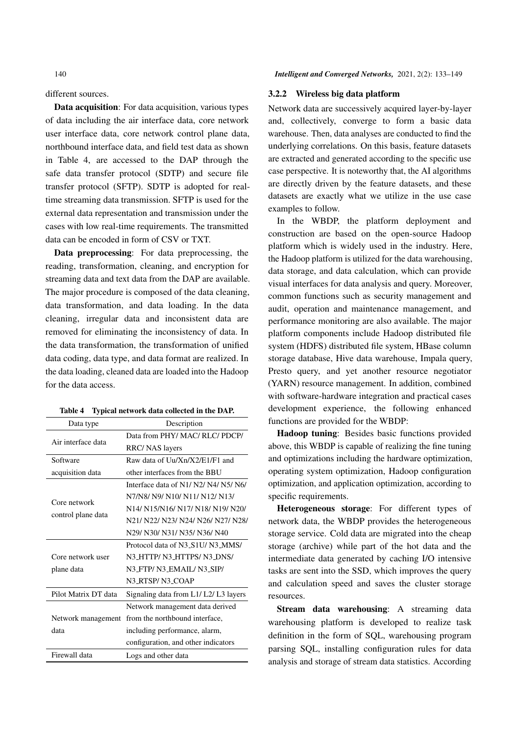different sources.

**Data acquisition**: For data acquisition, various types of data including the air interface data, core network user interface data, core network control plane data, northbound interface data, and field test data as shown in Table 4, are accessed to the DAP through the safe data transfer protocol (SDTP) and secure file transfer protocol (SFTP). SDTP is adopted for real-time streaming data transmission. SFTP is used for the external data representation and transmission under the cases with low real-time requirements. The transmitted data can be encoded in form of CSV or TXT.

**Data preprocessing**: For data preprocessing, the reading, transformation, cleaning, and encryption for streaming data and text data from the DAP are available. The major procedure is composed of the data cleaning, data transformation, and data loading. In the data cleaning, irregular data and inconsistent data are removed for eliminating the inconsistency of data. In the data transformation, the transformation of unified data coding, data type, and data format are realized. In the data loading, cleaned data are loaded into the Hadoop for the data access.

**Table 4 Typical network data collected in the DAP.**

| Data type | Description |
|---|---|
| Air interface data | Data from PHY/ MAC/ RLC/ PDCP/ RRC/ NAS layers |
| Software acquisition data | Raw data of Uu/Xn/X2/E1/F1 and other interfaces from the BBU |
| Core network control plane data | Interface data of N1/ N2/ N4/ N5/ N6/ N7/N8/ N9/ N10/ N11/ N12/ N13/ N14/ N15/N16/ N17/ N18/ N19/ N20/ N21/ N22/ N23/ N24/ N26/ N27/ N28/ N29/ N30/ N31/ N35/ N36/ N40 |
| Core network user plane data | Protocol data of N3_S1U/ N3_MMS/ N3_HTTP/ N3_HTTPS/ N3_DNS/ N3_FTP/ N3_EMAIL/ N3_SIP/ N3_RTSP/ N3_COAP |
| Pilot Matrix DT data | Signaling data from L1/ L2/ L3 layers |
| Network management data | Network management data derived from the northbound interface, including performance, alarm, configuration, and other indicators |
| Firewall data | Logs and other data |

### 3.2.2 Wireless big data platform

Network data are successively acquired layer-by-layer and, collectively, converge to form a basic data warehouse. Then, data analyses are conducted to find the underlying correlations. On this basis, feature datasets are extracted and generated according to the specific use case perspective. It is noteworthy that, the AI algorithms are directly driven by the feature datasets, and these datasets are exactly what we utilize in the use case examples to follow.

In the WBDP, the platform deployment and construction are based on the open-source Hadoop platform which is widely used in the industry. Here, the Hadoop platform is utilized for the data warehousing, data storage, and data calculation, which can provide visual interfaces for data analysis and query. Moreover, common functions such as security management and audit, operation and maintenance management, and performance monitoring are also available. The major platform components include Hadoop distributed file system (HDFS) distributed file system, HBase column storage database, Hive data warehouse, Impala query, Presto query, and yet another resource negotiator (YARN) resource management. In addition, combined with software-hardware integration and practical cases development experience, the following enhanced functions are provided for the WBDP:

**Hadoop tuning**: Besides basic functions provided above, this WBDP is capable of realizing the fine tuning and optimizations including the hardware optimization, operating system optimization, Hadoop configuration optimization, and application optimization, according to specific requirements.

**Heterogeneous storage**: For different types of network data, the WBDP provides the heterogeneous storage service. Cold data are migrated into the cheap storage (archive) while part of the hot data and the intermediate data generated by caching I/O intensive tasks are sent into the SSD, which improves the query and calculation speed and saves the cluster storage resources.

**Stream data warehousing**: A streaming data warehousing platform is developed to realize task definition in the form of SQL, warehousing program parsing SQL, installing configuration rules for data analysis and storage of stream data statistics. According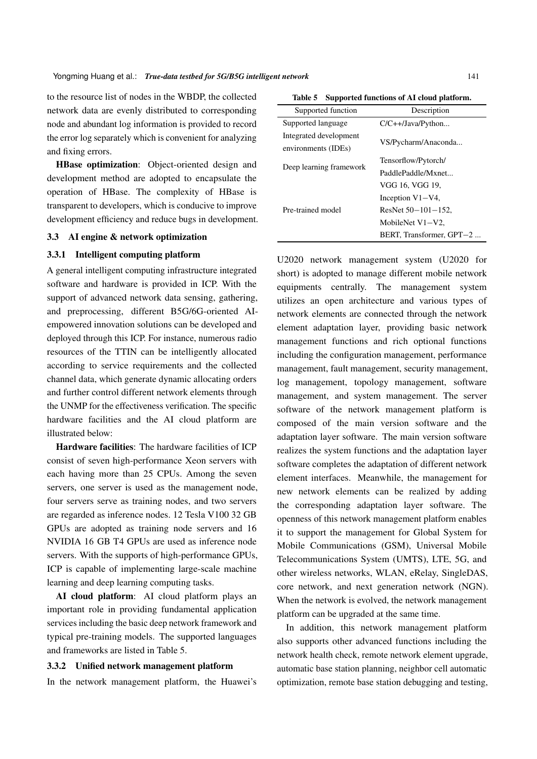to the resource list of nodes in the WBDP, the collected network data are evenly distributed to corresponding node and abundant log information is provided to record the error log separately which is convenient for analyzing and fixing errors.

**HBase optimization**: Object-oriented design and development method are adopted to encapsulate the operation of HBase. The complexity of HBase is transparent to developers, which is conducive to improve development efficiency and reduce bugs in development.

### 3.3 AI engine & network optimization

#### 3.3.1 Intelligent computing platform

A general intelligent computing infrastructure integrated software and hardware is provided in ICP. With the support of advanced network data sensing, gathering, and preprocessing, different B5G/6G-oriented AI-empowered innovation solutions can be developed and deployed through this ICP. For instance, numerous radio resources of the TTIN can be intelligently allocated according to service requirements and the collected channel data, which generate dynamic allocating orders and further control different network elements through the UNMP for the effectiveness verification. The specific hardware facilities and the AI cloud platform are illustrated below:

**Hardware facilities**: The hardware facilities of ICP consist of seven high-performance Xeon servers with each having more than 25 CPUs. Among the seven servers, one server is used as the management node, four servers serve as training nodes, and two servers are regarded as inference nodes. 12 Tesla V100 32 GB GPUs are adopted as training node servers and 16 NVIDIA 16 GB T4 GPUs are used as inference node servers. With the supports of high-performance GPUs, ICP is capable of implementing large-scale machine learning and deep learning computing tasks.

**AI cloud platform**: AI cloud platform plays an important role in providing fundamental application services including the basic deep network framework and typical pre-training models. The supported languages and frameworks are listed in Table 5.

**Table 5 Supported functions of AI cloud platform.**

| Supported function | Description |
|---|---|
| Supported language | C/C++/Java/Python... |
| Integrated development environments (IDEs) | VS/Pycharm/Anaconda... |
| Deep learning framework | Tensorflow/Pytorch/ PaddlePaddle/Mxnet... |
| Pre-trained model | VGG 16, VGG 19, Inception V1−V4, ResNet 50−101−152, MobileNet V1−V2, BERT, Transformer, GPT−2 ... |

#### 3.3.2 Unified network management platform

In the network management platform, the Huawei's U2020 network management system (U2020 for short) is adopted to manage different mobile network equipments centrally. The management system utilizes an open architecture and various types of network elements are connected through the network element adaptation layer, providing basic network management functions and rich optional functions including the configuration management, performance management, fault management, security management, log management, topology management, software management, and system management. The server software of the network management platform is composed of the main version software and the adaptation layer software. The main version software realizes the system functions and the adaptation layer software completes the adaptation of different network element interfaces. Meanwhile, the management for new network elements can be realized by adding the corresponding adaptation layer software. The openness of this network management platform enables it to support the management for Global System for Mobile Communications (GSM), Universal Mobile Telecommunications System (UMTS), LTE, 5G, and other wireless networks, WLAN, eRelay, SingleDAS, core network, and next generation network (NGN). When the network is evolved, the network management platform can be upgraded at the same time.

In addition, this network management platform also supports other advanced functions including the network health check, remote network element upgrade, automatic base station planning, neighbor cell automatic optimization, remote base station debugging and testing,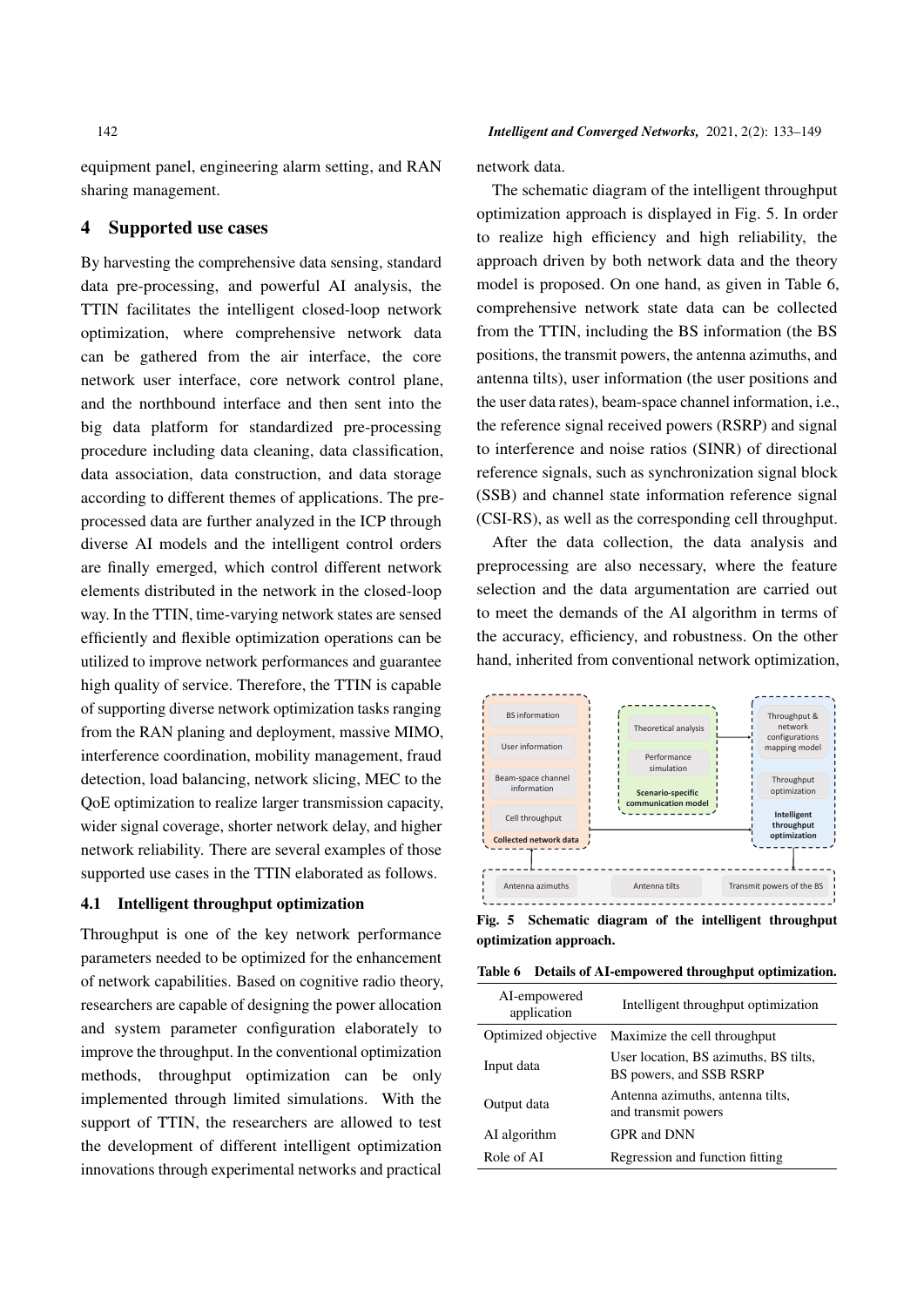equipment panel, engineering alarm setting, and RAN sharing management.

## 4 Supported use cases

By harvesting the comprehensive data sensing, standard data pre-processing, and powerful AI analysis, the TTIN facilitates the intelligent closed-loop network optimization, where comprehensive network data can be gathered from the air interface, the core network user interface, core network control plane, and the northbound interface and then sent into the big data platform for standardized pre-processing procedure including data cleaning, data classification, data association, data construction, and data storage according to different themes of applications. The pre-processed data are further analyzed in the ICP through diverse AI models and the intelligent control orders are finally emerged, which control different network elements distributed in the network in the closed-loop way. In the TTIN, time-varying network states are sensed efficiently and flexible optimization operations can be utilized to improve network performances and guarantee high quality of service. Therefore, the TTIN is capable of supporting diverse network optimization tasks ranging from the RAN planing and deployment, massive MIMO, interference coordination, mobility management, fraud detection, load balancing, network slicing, MEC to the QoE optimization to realize larger transmission capacity, wider signal coverage, shorter network delay, and higher network reliability. There are several examples of those supported use cases in the TTIN elaborated as follows.

### 4.1 Intelligent throughput optimization

Throughput is one of the key network performance parameters needed to be optimized for the enhancement of network capabilities. Based on cognitive radio theory, researchers are capable of designing the power allocation and system parameter configuration elaborately to improve the throughput. In the conventional optimization methods, throughput optimization can be only implemented through limited simulations. With the support of TTIN, the researchers are allowed to test the development of different intelligent optimization innovations through experimental networks and practical network data.

The schematic diagram of the intelligent throughput optimization approach is displayed in Fig. 5. In order to realize high efficiency and high reliability, the approach driven by both network data and the theory model is proposed. On one hand, as given in Table 6, comprehensive network state data can be collected from the TTIN, including the BS information (the BS positions, the transmit powers, the antenna azimuths, and antenna tilts), user information (the user positions and the user data rates), beam-space channel information, i.e., the reference signal received powers (RSRP) and signal to interference and noise ratios (SINR) of directional reference signals, such as synchronization signal block (SSB) and channel state information reference signal (CSI-RS), as well as the corresponding cell throughput.

After the data collection, the data analysis and preprocessing are also necessary, where the feature selection and the data argumentation are carried out to meet the demands of the AI algorithm in terms of the accuracy, efficiency, and robustness. On the other hand, inherited from conventional network optimization,

**Fig. 5 Schematic diagram of the intelligent throughput optimization approach.**

**Table 6 Details of AI-empowered throughput optimization.**

| AI-empowered application | Intelligent throughput optimization |
| --- | --- |
| Optimized objective | Maximize the cell throughput |
| Input data | User location, BS azimuths, BS tilts, BS powers, and SSB RSRP |
| Output data | Antenna azimuths, antenna tilts, and transmit powers |
| AI algorithm | GPR and DNN |
| Role of AI | Regression and function fitting |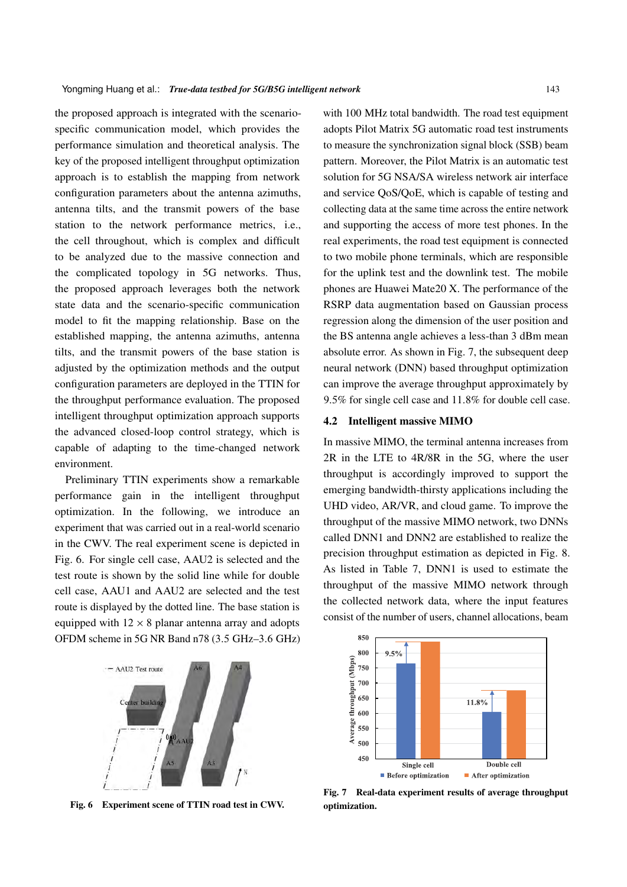the proposed approach is integrated with the scenario-specific communication model, which provides the performance simulation and theoretical analysis. The key of the proposed intelligent throughput optimization approach is to establish the mapping from network configuration parameters about the antenna azimuths, antenna tilts, and the transmit powers of the base station to the network performance metrics, i.e., the cell throughout, which is complex and difficult to be analyzed due to the massive connection and the complicated topology in 5G networks. Thus, the proposed approach leverages both the network state data and the scenario-specific communication model to fit the mapping relationship. Base on the established mapping, the antenna azimuths, antenna tilts, and the transmit powers of the base station is adjusted by the optimization methods and the output configuration parameters are deployed in the TTIN for the throughput performance evaluation. The proposed intelligent throughput optimization approach supports the advanced closed-loop control strategy, which is capable of adapting to the time-changed network environment.

Preliminary TTIN experiments show a remarkable performance gain in the intelligent throughput optimization. In the following, we introduce an experiment that was carried out in a real-world scenario in the CWV. The real experiment scene is depicted in Fig. 6. For single cell case, AAU2 is selected and the test route is shown by the solid line while for double cell case, AAU1 and AAU2 are selected and the test route is displayed by the dotted line. The base station is equipped with $12 \times 8$ planar antenna array and adopts OFDM scheme in 5G NR Band n78 (3.5 GHz–3.6 GHz)

**Fig. 6 Experiment scene of TTIN road test in CWV.**

with 100 MHz total bandwidth. The road test equipment adopts Pilot Matrix 5G automatic road test instruments to measure the synchronization signal block (SSB) beam pattern. Moreover, the Pilot Matrix is an automatic test solution for 5G NSA/SA wireless network air interface and service QoS/QoE, which is capable of testing and collecting data at the same time across the entire network and supporting the access of more test phones. In the real experiments, the road test equipment is connected to two mobile phone terminals, which are responsible for the uplink test and the downlink test. The mobile phones are Huawei Mate20 X. The performance of the RSRP data augmentation based on Gaussian process regression along the dimension of the user position and the BS antenna angle achieves a less-than 3 dBm mean absolute error. As shown in Fig. 7, the subsequent deep neural network (DNN) based throughput optimization can improve the average throughput approximately by 9.5% for single cell case and 11.8% for double cell case.

### 4.2 Intelligent massive MIMO

In massive MIMO, the terminal antenna increases from 2R in the LTE to 4R/8R in the 5G, where the user throughput is accordingly improved to support the emerging bandwidth-thirsty applications including the UHD video, AR/VR, and cloud game. To improve the throughput of the massive MIMO network, two DNNs called DNN1 and DNN2 are established to realize the precision throughput estimation as depicted in Fig. 8. As listed in Table 7, DNN1 is used to estimate the throughput of the massive MIMO network through the collected network data, where the input features consist of the number of users, channel allocations, beam

**Fig. 7 Real-data experiment results of average throughput optimization.**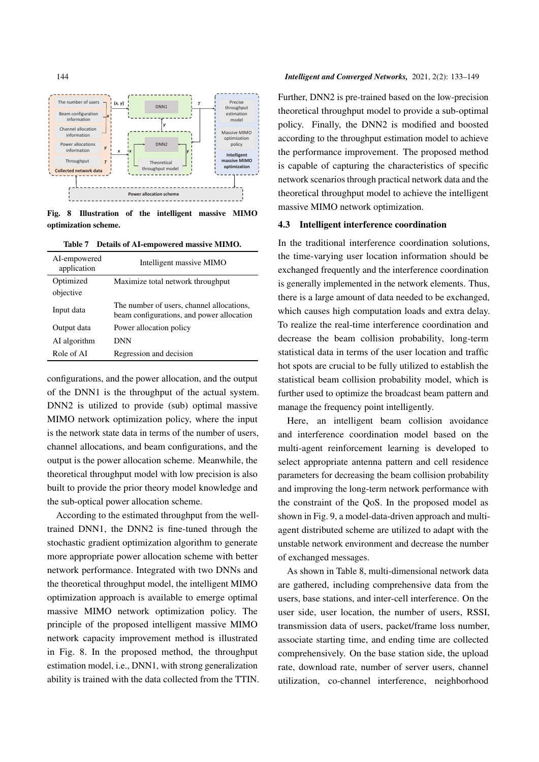Fig. 8 Illustration of the intelligent massive MIMO optimization scheme.

Table 7 Details of AI-empowered massive MIMO.

| AI-empowered application | Intelligent massive MIMO |
|---|---|
| Optimized objective | Maximize total network throughput |
| Input data | The number of users, channel allocations, beam configurations, and power allocation |
| Output data | Power allocation policy |
| AI algorithm | DNN |
| Role of AI | Regression and decision |

configurations, and the power allocation, and the output of the DNN1 is the throughput of the actual system. DNN2 is utilized to provide (sub) optimal massive MIMO network optimization policy, where the input is the network state data in terms of the number of users, channel allocations, and beam configurations, and the output is the power allocation scheme. Meanwhile, the theoretical throughput model with low precision is also built to provide the prior theory model knowledge and the sub-optical power allocation scheme.

According to the estimated throughput from the well-trained DNN1, the DNN2 is fine-tuned through the stochastic gradient optimization algorithm to generate more appropriate power allocation scheme with better network performance. Integrated with two DNNs and the theoretical throughput model, the intelligent MIMO optimization approach is available to emerge optimal massive MIMO network optimization policy. The principle of the proposed intelligent massive MIMO network capacity improvement method is illustrated in Fig. 8. In the proposed method, the throughput estimation model, i.e., DNN1, with strong generalization ability is trained with the data collected from the TTIN. Further, DNN2 is pre-trained based on the low-precision theoretical throughput model to provide a sub-optimal policy. Finally, the DNN2 is modified and boosted according to the throughput estimation model to achieve the performance improvement. The proposed method is capable of capturing the characteristics of specific network scenarios through practical network data and the theoretical throughput model to achieve the intelligent massive MIMO network optimization.

### 4.3 Intelligent interference coordination

In the traditional interference coordination solutions, the time-varying user location information should be exchanged frequently and the interference coordination is generally implemented in the network elements. Thus, there is a large amount of data needed to be exchanged, which causes high computation loads and extra delay. To realize the real-time interference coordination and decrease the beam collision probability, long-term statistical data in terms of the user location and traffic hot spots are crucial to be fully utilized to establish the statistical beam collision probability model, which is further used to optimize the broadcast beam pattern and manage the frequency point intelligently.

Here, an intelligent beam collision avoidance and interference coordination model based on the multi-agent reinforcement learning is developed to select appropriate antenna pattern and cell residence parameters for decreasing the beam collision probability and improving the long-term network performance with the constraint of the QoS. In the proposed model as shown in Fig. 9, a model-data-driven approach and multi-agent distributed scheme are utilized to adapt with the unstable network environment and decrease the number of exchanged messages.

As shown in Table 8, multi-dimensional network data are gathered, including comprehensive data from the users, base stations, and inter-cell interference. On the user side, user location, the number of users, RSSI, transmission data of users, packet/frame loss number, associate starting time, and ending time are collected comprehensively. On the base station side, the upload rate, download rate, number of server users, channel utilization, co-channel interference, neighborhood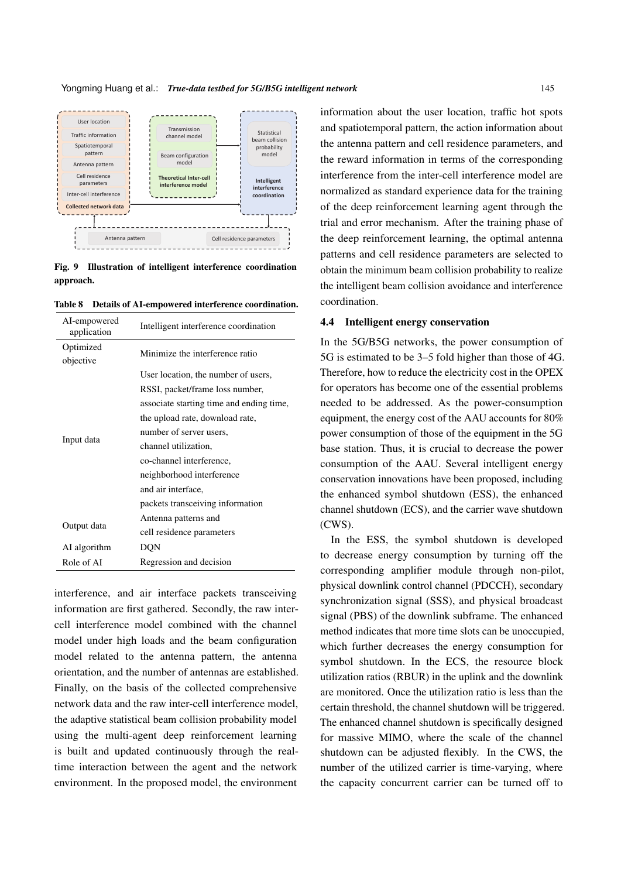Fig. 9 Illustration of intelligent interference coordination approach.

Table 8 Details of AI-empowered interference coordination.

| AI-empowered application | Intelligent interference coordination |
|---|---|
| Optimized objective | Minimize the interference ratio |
| Input data | User location, the number of users, RSSI, packet/frame loss number, associate starting time and ending time, the upload rate, download rate, number of server users, channel utilization, co-channel interference, neighborhood interference and air interface, packets transceiving information |
| Output data | Antenna patterns and cell residence parameters |
| AI algorithm | DQN |
| Role of AI | Regression and decision |

interference, and air interface packets transceiving information are first gathered. Secondly, the raw inter-cell interference model combined with the channel model under high loads and the beam configuration model related to the antenna pattern, the antenna orientation, and the number of antennas are established. Finally, on the basis of the collected comprehensive network data and the raw inter-cell interference model, the adaptive statistical beam collision probability model using the multi-agent deep reinforcement learning is built and updated continuously through the real-time interaction between the agent and the network environment. In the proposed model, the environment information about the user location, traffic hot spots and spatiotemporal pattern, the action information about the antenna pattern and cell residence parameters, and the reward information in terms of the corresponding interference from the inter-cell interference model are normalized as standard experience data for the training of the deep reinforcement learning agent through the trial and error mechanism. After the training phase of the deep reinforcement learning, the optimal antenna patterns and cell residence parameters are selected to obtain the minimum beam collision probability to realize the intelligent beam collision avoidance and interference coordination.

### 4.4 Intelligent energy conservation

In the 5G/B5G networks, the power consumption of 5G is estimated to be 3–5 fold higher than those of 4G. Therefore, how to reduce the electricity cost in the OPEX for operators has become one of the essential problems needed to be addressed. As the power-consumption equipment, the energy cost of the AAU accounts for 80% power consumption of those of the equipment in the 5G base station. Thus, it is crucial to decrease the power consumption of the AAU. Several intelligent energy conservation innovations have been proposed, including the enhanced symbol shutdown (ESS), the enhanced channel shutdown (ECS), and the carrier wave shutdown (CWS).

In the ESS, the symbol shutdown is developed to decrease energy consumption by turning off the corresponding amplifier module through non-pilot, physical downlink control channel (PDCCH), secondary synchronization signal (SSS), and physical broadcast signal (PBS) of the downlink subframe. The enhanced method indicates that more time slots can be unoccupied, which further decreases the energy consumption for symbol shutdown. In the ECS, the resource block utilization ratios (RBUR) in the uplink and the downlink are monitored. Once the utilization ratio is less than the certain threshold, the channel shutdown will be triggered. The enhanced channel shutdown is specifically designed for massive MIMO, where the scale of the channel shutdown can be adjusted flexibly. In the CWS, the number of the utilized carrier is time-varying, where the capacity concurrent carrier can be turned off to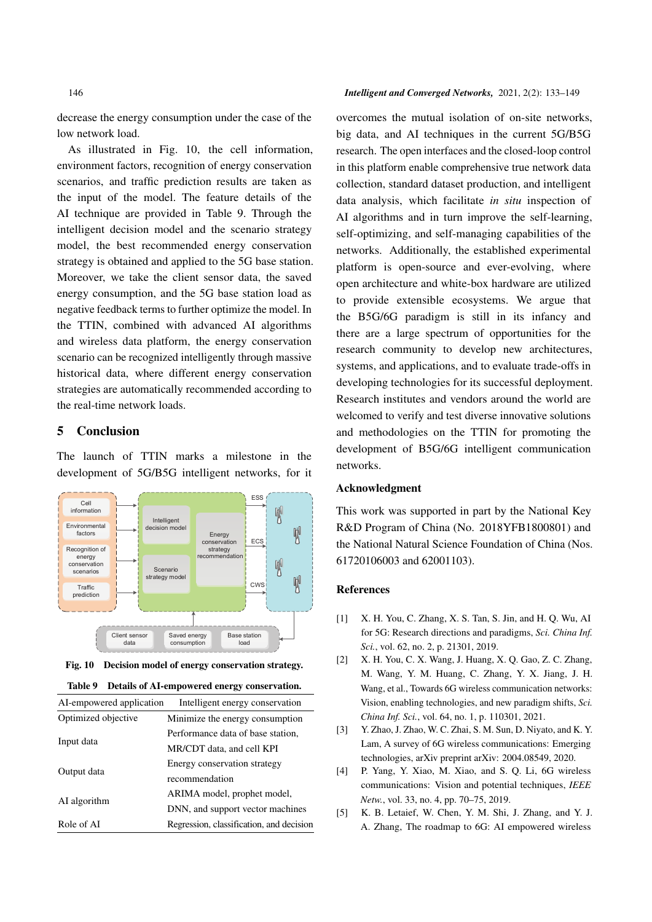decrease the energy consumption under the case of the low network load.

As illustrated in Fig. 10, the cell information, environment factors, recognition of energy conservation scenarios, and traffic prediction results are taken as the input of the model. The feature details of the AI technique are provided in Table 9. Through the intelligent decision model and the scenario strategy model, the best recommended energy conservation strategy is obtained and applied to the 5G base station. Moreover, we take the client sensor data, the saved energy consumption, and the 5G base station load as negative feedback terms to further optimize the model. In the TTIN, combined with advanced AI algorithms and wireless data platform, the energy conservation scenario can be recognized intelligently through massive historical data, where different energy conservation strategies are automatically recommended according to the real-time network loads.

## 5 Conclusion

The launch of TTIN marks a milestone in the development of 5G/B5G intelligent networks, for it overcomes the mutual isolation of on-site networks, big data, and AI techniques in the current 5G/B5G research. The open interfaces and the closed-loop control in this platform enable comprehensive true network data collection, standard dataset production, and intelligent data analysis, which facilitate *in situ* inspection of AI algorithms and in turn improve the self-learning, self-optimizing, and self-managing capabilities of the networks. Additionally, the established experimental platform is open-source and ever-evolving, where open architecture and white-box hardware are utilized to provide extensible ecosystems. We argue that the B5G/6G paradigm is still in its infancy and there are a large spectrum of opportunities for the research community to develop new architectures, systems, and applications, and to evaluate trade-offs in developing technologies for its successful deployment. Research institutes and vendors around the world are welcomed to verify and test diverse innovative solutions and methodologies on the TTIN for promoting the development of B5G/6G intelligent communication networks.

**Fig. 10 Decision model of energy conservation strategy.**

**Table 9 Details of AI-empowered energy conservation.**

| AI-empowered application | Intelligent energy conservation |
|---|---|
| Optimized objective | Minimize the energy consumption |
| Input data | Performance data of base station, MR/CDT data, and cell KPI |
| Output data | Energy conservation strategy recommendation |
| AI algorithm | ARIMA model, prophet model, DNN, and support vector machines |
| Role of AI | Regression, classification, and decision |

## Acknowledgment

This work was supported in part by the National Key R&D Program of China (No. 2018YFB1800801) and the National Natural Science Foundation of China (Nos. 61720106003 and 62001103).

## References

[1] X. H. You, C. Zhang, X. S. Tan, S. Jin, and H. Q. Wu, AI for 5G: Research directions and paradigms, *Sci. China Inf. Sci.*, vol. 62, no. 2, p. 21301, 2019.

[2] X. H. You, C. X. Wang, J. Huang, X. Q. Gao, Z. C. Zhang, M. Wang, Y. M. Huang, C. Zhang, Y. X. Jiang, J. H. Wang, et al., Towards 6G wireless communication networks: Vision, enabling technologies, and new paradigm shifts, *Sci. China Inf. Sci.*, vol. 64, no. 1, p. 110301, 2021.

[3] Y. Zhao, J. Zhao, W. C. Zhai, S. M. Sun, D. Niyato, and K. Y. Lam, A survey of 6G wireless communications: Emerging technologies, arXiv preprint arXiv: 2004.08549, 2020.

[4] P. Yang, Y. Xiao, M. Xiao, and S. Q. Li, 6G wireless communications: Vision and potential techniques, *IEEE Netw.*, vol. 33, no. 4, pp. 70–75, 2019.

[5] K. B. Letaief, W. Chen, Y. M. Shi, J. Zhang, and Y. J. A. Zhang, The roadmap to 6G: AI empowered wireless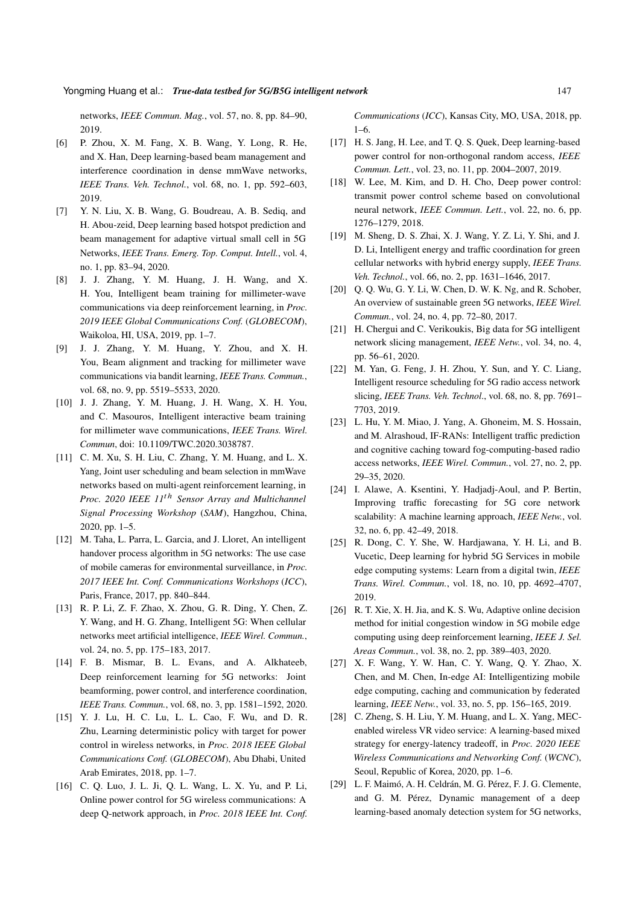networks, *IEEE Commun. Mag.*, vol. 57, no. 8, pp. 84–90, 2019.

[6] P. Zhou, X. M. Fang, X. B. Wang, Y. Long, R. He, and X. Han, Deep learning-based beam management and interference coordination in dense mmWave networks, *IEEE Trans. Veh. Technol.*, vol. 68, no. 1, pp. 592–603, 2019.

[7] Y. N. Liu, X. B. Wang, G. Boudreau, A. B. Sediq, and H. Abou-zeid, Deep learning based hotspot prediction and beam management for adaptive virtual small cell in 5G Networks, *IEEE Trans. Emerg. Top. Comput. Intell.*, vol. 4, no. 1, pp. 83–94, 2020.

[8] J. J. Zhang, Y. M. Huang, J. H. Wang, and X. H. You, Intelligent beam training for millimeter-wave communications via deep reinforcement learning, in *Proc. 2019 IEEE Global Communications Conf.* (*GLOBECOM*), Waikoloa, HI, USA, 2019, pp. 1–7.

[9] J. J. Zhang, Y. M. Huang, Y. Zhou, and X. H. You, Beam alignment and tracking for millimeter wave communications via bandit learning, *IEEE Trans. Commun.*, vol. 68, no. 9, pp. 5519–5533, 2020.

[10] J. J. Zhang, Y. M. Huang, J. H. Wang, X. H. You, and C. Masouros, Intelligent interactive beam training for millimeter wave communications, *IEEE Trans. Wirel. Commun*, doi: 10.1109/TWC.2020.3038787.

[11] C. M. Xu, S. H. Liu, C. Zhang, Y. M. Huang, and L. X. Yang, Joint user scheduling and beam selection in mmWave networks based on multi-agent reinforcement learning, in *Proc. 2020 IEEE 11$^{th}$ Sensor Array and Multichannel Signal Processing Workshop* (*SAM*), Hangzhou, China, 2020, pp. 1–5.

[12] M. Taha, L. Parra, L. Garcia, and J. Lloret, An intelligent handover process algorithm in 5G networks: The use case of mobile cameras for environmental surveillance, in *Proc. 2017 IEEE Int. Conf. Communications Workshops* (*ICC*), Paris, France, 2017, pp. 840–844.

[13] R. P. Li, Z. F. Zhao, X. Zhou, G. R. Ding, Y. Chen, Z. Y. Wang, and H. G. Zhang, Intelligent 5G: When cellular networks meet artificial intelligence, *IEEE Wirel. Commun.*, vol. 24, no. 5, pp. 175–183, 2017.

[14] F. B. Mismar, B. L. Evans, and A. Alkhateeb, Deep reinforcement learning for 5G networks: Joint beamforming, power control, and interference coordination, *IEEE Trans. Commun.*, vol. 68, no. 3, pp. 1581–1592, 2020.

[15] Y. J. Lu, H. C. Lu, L. L. Cao, F. Wu, and D. R. Zhu, Learning deterministic policy with target for power control in wireless networks, in *Proc. 2018 IEEE Global Communications Conf.* (*GLOBECOM*), Abu Dhabi, United Arab Emirates, 2018, pp. 1–7.

[16] C. Q. Luo, J. L. Ji, Q. L. Wang, L. X. Yu, and P. Li, Online power control for 5G wireless communications: A deep Q-network approach, in *Proc. 2018 IEEE Int. Conf. Communications* (*ICC*), Kansas City, MO, USA, 2018, pp. 1–6.

[17] H. S. Jang, H. Lee, and T. Q. S. Quek, Deep learning-based power control for non-orthogonal random access, *IEEE Commun. Lett.*, vol. 23, no. 11, pp. 2004–2007, 2019.

[18] W. Lee, M. Kim, and D. H. Cho, Deep power control: transmit power control scheme based on convolutional neural network, *IEEE Commun. Lett.*, vol. 22, no. 6, pp. 1276–1279, 2018.

[19] M. Sheng, D. S. Zhai, X. J. Wang, Y. Z. Li, Y. Shi, and J. D. Li, Intelligent energy and traffic coordination for green cellular networks with hybrid energy supply, *IEEE Trans. Veh. Technol.*, vol. 66, no. 2, pp. 1631–1646, 2017.

[20] Q. Q. Wu, G. Y. Li, W. Chen, D. W. K. Ng, and R. Schober, An overview of sustainable green 5G networks, *IEEE Wirel. Commun.*, vol. 24, no. 4, pp. 72–80, 2017.

[21] H. Chergui and C. Verikoukis, Big data for 5G intelligent network slicing management, *IEEE Netw.*, vol. 34, no. 4, pp. 56–61, 2020.

[22] M. Yan, G. Feng, J. H. Zhou, Y. Sun, and Y. C. Liang, Intelligent resource scheduling for 5G radio access network slicing, *IEEE Trans. Veh. Technol*., vol. 68, no. 8, pp. 7691–7703, 2019.

[23] L. Hu, Y. M. Miao, J. Yang, A. Ghoneim, M. S. Hossain, and M. Alrashoud, IF-RANs: Intelligent traffic prediction and cognitive caching toward fog-computing-based radio access networks, *IEEE Wirel. Commun.*, vol. 27, no. 2, pp. 29–35, 2020.

[24] I. Alawe, A. Ksentini, Y. Hadjadj-Aoul, and P. Bertin, Improving traffic forecasting for 5G core network scalability: A machine learning approach, *IEEE Netw.*, vol. 32, no. 6, pp. 42–49, 2018.

[25] R. Dong, C. Y. She, W. Hardjawana, Y. H. Li, and B. Vucetic, Deep learning for hybrid 5G Services in mobile edge computing systems: Learn from a digital twin, *IEEE Trans. Wirel. Commun.*, vol. 18, no. 10, pp. 4692–4707, 2019.

[26] R. T. Xie, X. H. Jia, and K. S. Wu, Adaptive online decision method for initial congestion window in 5G mobile edge computing using deep reinforcement learning, *IEEE J. Sel. Areas Commun.*, vol. 38, no. 2, pp. 389–403, 2020.

[27] X. F. Wang, Y. W. Han, C. Y. Wang, Q. Y. Zhao, X. Chen, and M. Chen, In-edge AI: Intelligentizing mobile edge computing, caching and communication by federated learning, *IEEE Netw.*, vol. 33, no. 5, pp. 156–165, 2019.

[28] C. Zheng, S. H. Liu, Y. M. Huang, and L. X. Yang, MEC-enabled wireless VR video service: A learning-based mixed strategy for energy-latency tradeoff, in *Proc. 2020 IEEE Wireless Communications and Networking Conf.* (*WCNC*), Seoul, Republic of Korea, 2020, pp. 1–6.

[29] L. F. Maimó, A. H. Celdrán, M. G. Pérez, F. J. G. Clemente, and G. M. Pérez, Dynamic management of a deep learning-based anomaly detection system for 5G networks,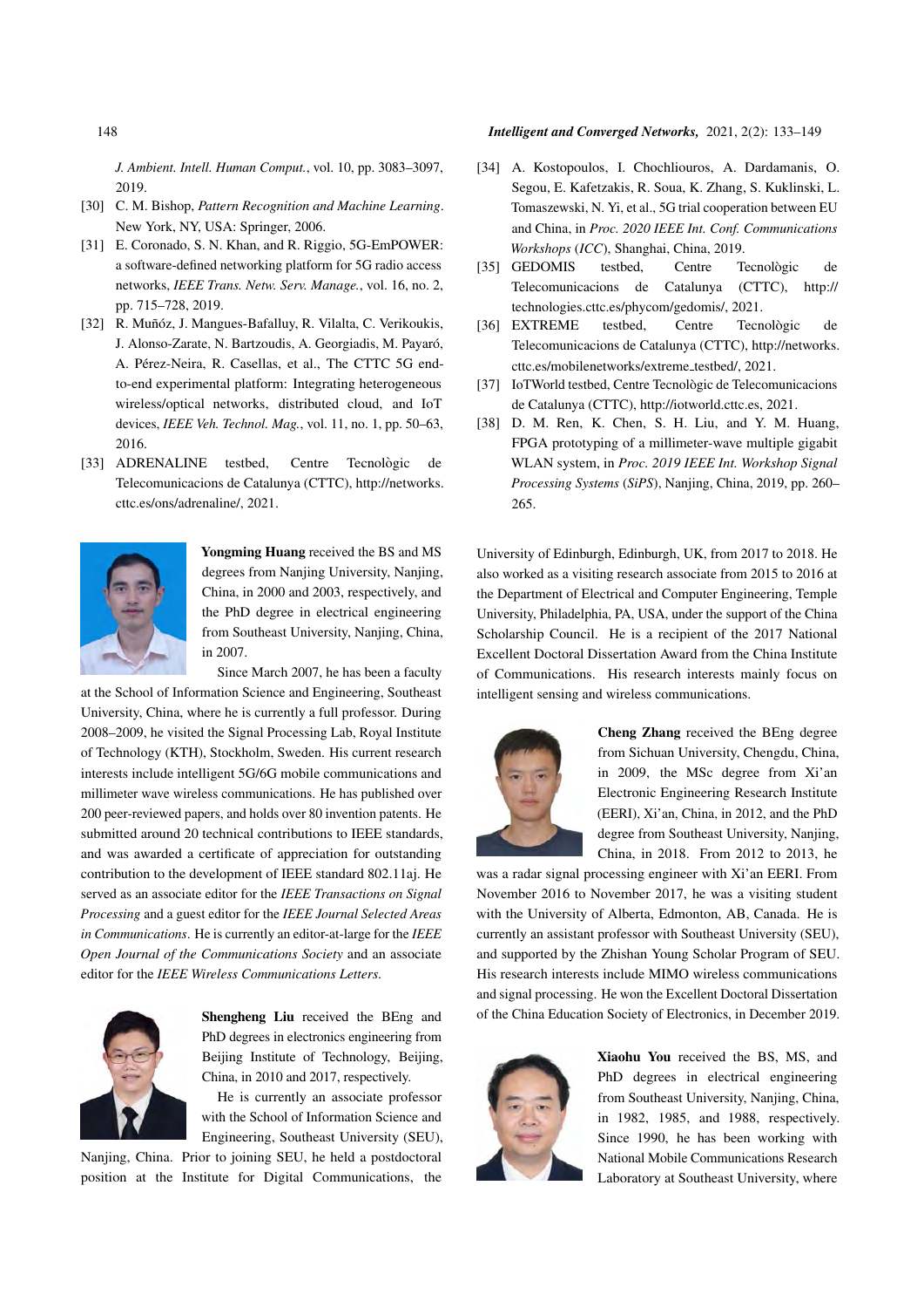*J. Ambient. Intell. Human Comput.*, vol. 10, pp. 3083–3097, 2019.

[30] C. M. Bishop, *Pattern Recognition and Machine Learning*. New York, NY, USA: Springer, 2006.

[31] E. Coronado, S. N. Khan, and R. Riggio, 5G-EmPOWER: a software-defined networking platform for 5G radio access networks, *IEEE Trans. Netw. Serv. Manage.*, vol. 16, no. 2, pp. 715–728, 2019.

[32] R. Muñóz, J. Mangues-Bafalluy, R. Vilalta, C. Verikoukis, J. Alonso-Zarate, N. Bartzoudis, A. Georgiadis, M. Payaró, A. Pérez-Neira, R. Casellas, et al., The CTTC 5G end-to-end experimental platform: Integrating heterogeneous wireless/optical networks, distributed cloud, and IoT devices, *IEEE Veh. Technol. Mag.*, vol. 11, no. 1, pp. 50–63, 2016.

[33] ADRENALINE testbed, Centre Tecnològic de Telecomunicacions de Catalunya (CTTC), http://networks.cttc.es/ons/adrenaline/, 2021.

[34] A. Kostopoulos, I. Chochliouros, A. Dardamanis, O. Segou, E. Kafetzakis, R. Soua, K. Zhang, S. Kuklinski, L. Tomaszewski, N. Yi, et al., 5G trial cooperation between EU and China, in *Proc. 2020 IEEE Int. Conf. Communications Workshops* (*ICC*), Shanghai, China, 2019.

[35] GEDOMIS testbed, Centre Tecnològic de Telecomunicacions de Catalunya (CTTC), http://technologies.cttc.es/phycom/gedomis/, 2021.

[36] EXTREME testbed, Centre Tecnològic de Telecomunicacions de Catalunya (CTTC), http://networks.cttc.es/mobilenetworks/extreme_testbed/, 2021.

[37] IoTWorld testbed, Centre Tecnològic de Telecomunicacions de Catalunya (CTTC), http://iotworld.cttc.es, 2021.

[38] D. M. Ren, K. Chen, S. H. Liu, and Y. M. Huang, FPGA prototyping of a millimeter-wave multiple gigabit WLAN system, in *Proc. 2019 IEEE Int. Workshop Signal Processing Systems* (*SiPS*), Nanjing, China, 2019, pp. 260–265.

**Yongming Huang** received the BS and MS degrees from Nanjing University, Nanjing, China, in 2000 and 2003, respectively, and the PhD degree in electrical engineering from Southeast University, Nanjing, China, in 2007.

Since March 2007, he has been a faculty at the School of Information Science and Engineering, Southeast University, China, where he is currently a full professor. During 2008–2009, he visited the Signal Processing Lab, Royal Institute of Technology (KTH), Stockholm, Sweden. His current research interests include intelligent 5G/6G mobile communications and millimeter wave wireless communications. He has published over 200 peer-reviewed papers, and holds over 80 invention patents. He submitted around 20 technical contributions to IEEE standards, and was awarded a certificate of appreciation for outstanding contribution to the development of IEEE standard 802.11aj. He served as an associate editor for the *IEEE Transactions on Signal Processing* and a guest editor for the *IEEE Journal Selected Areas in Communications*. He is currently an editor-at-large for the *IEEE Open Journal of the Communications Society* and an associate editor for the *IEEE Wireless Communications Letters*.

**Shengheng Liu** received the BEng and PhD degrees in electronics engineering from Beijing Institute of Technology, Beijing, China, in 2010 and 2017, respectively.

He is currently an associate professor with the School of Information Science and Engineering, Southeast University (SEU), Nanjing, China. Prior to joining SEU, he held a postdoctoral position at the Institute for Digital Communications, the University of Edinburgh, Edinburgh, UK, from 2017 to 2018. He also worked as a visiting research associate from 2015 to 2016 at the Department of Electrical and Computer Engineering, Temple University, Philadelphia, PA, USA, under the support of the China Scholarship Council. He is a recipient of the 2017 National Excellent Doctoral Dissertation Award from the China Institute of Communications. His research interests mainly focus on intelligent sensing and wireless communications.

**Cheng Zhang** received the BEng degree from Sichuan University, Chengdu, China, in 2009, the MSc degree from Xi'an Electronic Engineering Research Institute (EERI), Xi'an, China, in 2012, and the PhD degree from Southeast University, Nanjing, China, in 2018. From 2012 to 2013, he was a radar signal processing engineer with Xi'an EERI. From November 2016 to November 2017, he was a visiting student with the University of Alberta, Edmonton, AB, Canada. He is currently an assistant professor with Southeast University (SEU), and supported by the Zhishan Young Scholar Program of SEU. His research interests include MIMO wireless communications and signal processing. He won the Excellent Doctoral Dissertation of the China Education Society of Electronics, in December 2019.

**Xiaohu You** received the BS, MS, and PhD degrees in electrical engineering from Southeast University, Nanjing, China, in 1982, 1985, and 1988, respectively. Since 1990, he has been working with National Mobile Communications Research Laboratory at Southeast University, where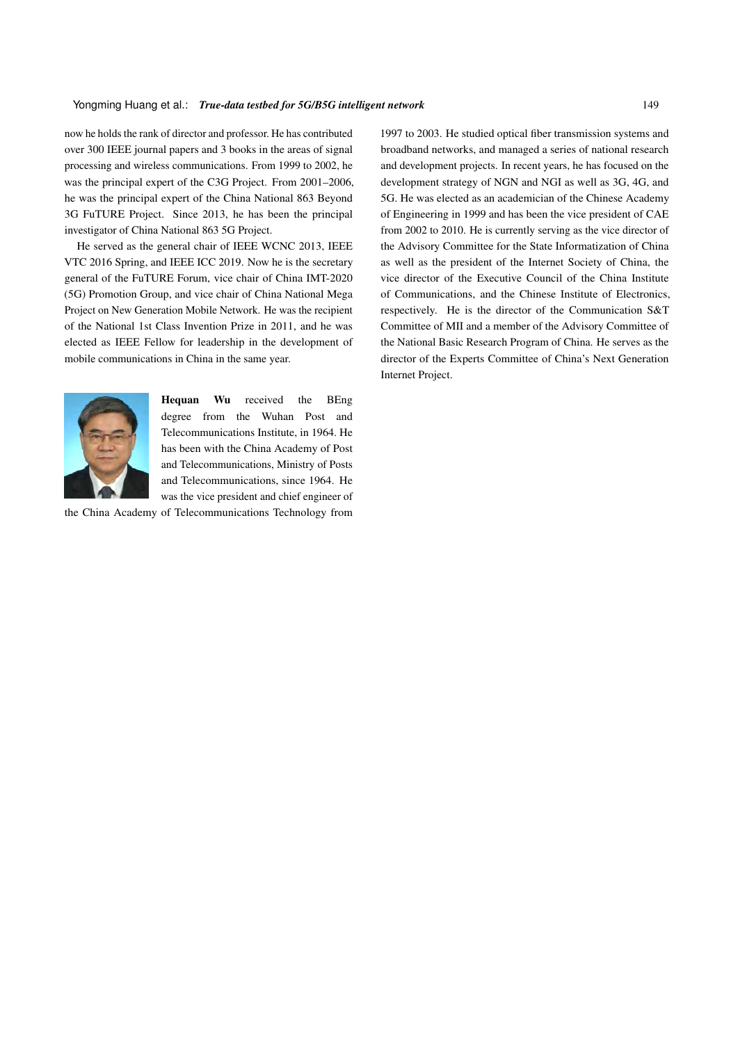now he holds the rank of director and professor. He has contributed over 300 IEEE journal papers and 3 books in the areas of signal processing and wireless communications. From 1999 to 2002, he was the principal expert of the C3G Project. From 2001–2006, he was the principal expert of the China National 863 Beyond 3G FuTURE Project. Since 2013, he has been the principal investigator of China National 863 5G Project.

He served as the general chair of IEEE WCNC 2013, IEEE VTC 2016 Spring, and IEEE ICC 2019. Now he is the secretary general of the FuTURE Forum, vice chair of China IMT-2020 (5G) Promotion Group, and vice chair of China National Mega Project on New Generation Mobile Network. He was the recipient of the National 1st Class Invention Prize in 2011, and he was elected as IEEE Fellow for leadership in the development of mobile communications in China in the same year.

**Hequan Wu** received the BEng degree from the Wuhan Post and Telecommunications Institute, in 1964. He has been with the China Academy of Post and Telecommunications, Ministry of Posts and Telecommunications, since 1964. He was the vice president and chief engineer of the China Academy of Telecommunications Technology from 1997 to 2003. He studied optical fiber transmission systems and broadband networks, and managed a series of national research and development projects. In recent years, he has focused on the development strategy of NGN and NGI as well as 3G, 4G, and 5G. He was elected as an academician of the Chinese Academy of Engineering in 1999 and has been the vice president of CAE from 2002 to 2010. He is currently serving as the vice director of the Advisory Committee for the State Informatization of China as well as the president of the Internet Society of China, the vice director of the Executive Council of the China Institute of Communications, and the Chinese Institute of Electronics, respectively. He is the director of the Communication S&T Committee of MII and a member of the Advisory Committee of the National Basic Research Program of China. He serves as the director of the Experts Committee of China's Next Generation Internet Project.